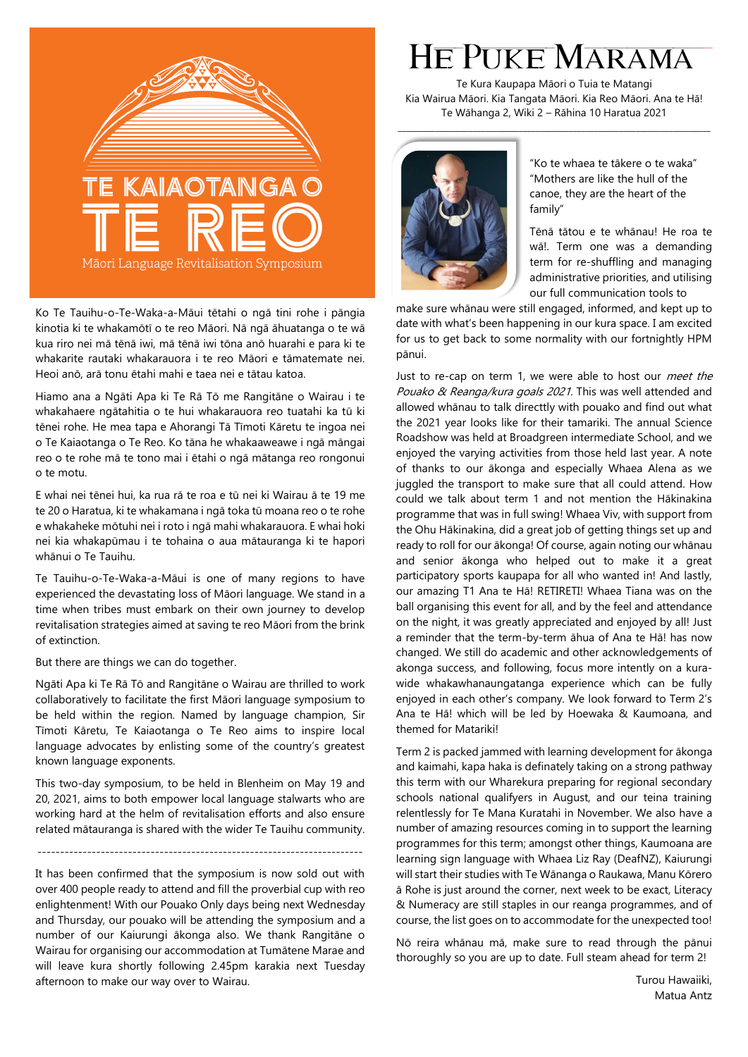# TE KAIAOTANGA O TE REO

Māori Language Revitalisation Symposium

Ko Te Tauihu-o-Te-Waka-a-Māui tētahi o ngā tini rohe i pāngia kinotia ki te whakamōtī o te reo Māori. Nā ngā āhuatanga o te wā kua riro nei mā tēnā iwi, mā tēnā iwi tōna anō huarahi e para ki te whakarite rautaki whakarauora i te reo Māori e tāmatemate nei. Heoi anō, arā tonu ētahi mahi e taea nei e tātau katoa.

Hiamo ana a Ngāti Apa ki Te Rā Tō me Rangitāne o Wairau i te whakahaere ngātahitia o te hui whakarauora reo tuatahi ka tū ki tēnei rohe. He mea tapa e Ahorangi Tā Tīmoti Kāretu te ingoa nei o Te Kaiaotanga o Te Reo. Ko tāna he whakaaweawe i ngā māngai reo o te rohe mā te tono mai i ētahi o ngā mātanga reo rongonui o te motu.

E whai nei tēnei hui, ka rua rā te roa e tū nei ki Wairau ā te 19 me te 20 o Haratua, ki te whakamana i ngā toka tū moana reo o te rohe e whakaheke mōtuhi nei i roto i ngā mahi whakarauora. E whai hoki nei kia whakapūmau i te tohaina o aua mātauranga ki te hapori whānui o Te Tauihu.

Te Tauihu-o-Te-Waka-a-Māui is one of many regions to have experienced the devastating loss of Māori language. We stand in a time when tribes must embark on their own journey to develop revitalisation strategies aimed at saving te reo Māori from the brink of extinction.

But there are things we can do together.

Ngāti Apa ki Te Rā Tō and Rangitāne o Wairau are thrilled to work collaboratively to facilitate the first Māori language symposium to be held within the region. Named by language champion, Sir Tīmoti Kāretu, Te Kaiaotanga o Te Reo aims to inspire local language advocates by enlisting some of the country's greatest known language exponents.

This two-day symposium, to be held in Blenheim on May 19 and 20, 2021, aims to both empower local language stalwarts who are working hard at the helm of revitalisation efforts and also ensure related mātauranga is shared with the wider Te Tauihu community.

---

It has been confirmed that the symposium is now sold out with over 400 people ready to attend and fill the proverbial cup with reo enlightenment! With our Pouako Only days being next Wednesday and Thursday, our pouako will be attending the symposium and a number of our Kaiurungi ākonga also. We thank Rangitāne o Wairau for organising our accommodation at Tumātene Marae and will leave kura shortly following 2.45pm karakia next Tuesday afternoon to make our way over to Wairau.

# HE PUKE MARAMA

Te Kura Kaupapa Māori o Tuia te Matangi
Kia Wairua Māori. Kia Tangata Māori. Kia Reo Māori. Ana te Hā!
Te Wāhanga 2, Wiki 2 – Rāhina 10 Haratua 2021

---

"Ko te whaea te tākere o te waka"
"Mothers are like the hull of the canoe, they are the heart of the family"

Tēnā tātou e te whānau! He roa te wā!. Term one was a demanding term for re-shuffling and managing administrative priorities, and utilising our full communication tools to make sure whānau were still engaged, informed, and kept up to date with what's been happening in our kura space. I am excited for us to get back to some normality with our fortnightly HPM pānui.

Just to re-cap on term 1, we were able to host our *meet the Pouako & Reanga/kura goals 2021*. This was well attended and allowed whānau to talk directtly with pouako and find out what the 2021 year looks like for their tamariki. The annual Science Roadshow was held at Broadgreen intermediate School, and we enjoyed the varying activities from those held last year. A note of thanks to our ākonga and especially Whaea Alena as we juggled the transport to make sure that all could attend. How could we talk about term 1 and not mention the Hākinakina programme that was in full swing! Whaea Viv, with support from the Ohu Hākinakina, did a great job of getting things set up and ready to roll for our ākonga! Of course, again noting our whānau and senior ākonga who helped out to make it a great participatory sports kaupapa for all who wanted in! And lastly, our amazing T1 Ana te Hā! RETIRETI! Whaea Tiana was on the ball organising this event for all, and by the feel and attendance on the night, it was greatly appreciated and enjoyed by all! Just a reminder that the term-by-term āhua of Ana te Hā! has now changed. We still do academic and other acknowledgements of akonga success, and following, focus more intently on a kura-wide whakawhanaungatanga experience which can be fully enjoyed in each other's company. We look forward to Term 2's Ana te Hā! which will be led by Hoewaka & Kaumoana, and themed for Matariki!

Term 2 is packed jammed with learning development for ākonga and kaimahi, kapa haka is definately taking on a strong pathway this term with our Wharekura preparing for regional secondary schools national qualifyers in August, and our teina training relentlessly for Te Mana Kuratahi in November. We also have a number of amazing resources coming in to support the learning programmes for this term; amongst other things, Kaumoana are learning sign language with Whaea Liz Ray (DeafNZ), Kaiurungi will start their studies with Te Wānanga o Raukawa, Manu Kōrero ā Rohe is just around the corner, next week to be exact, Literacy & Numeracy are still staples in our reanga programmes, and of course, the list goes on to accommodate for the unexpected too!

Nō reira whānau mā, make sure to read through the pānui thoroughly so you are up to date. Full steam ahead for term 2!

Turou Hawaiiki,
Matua Antz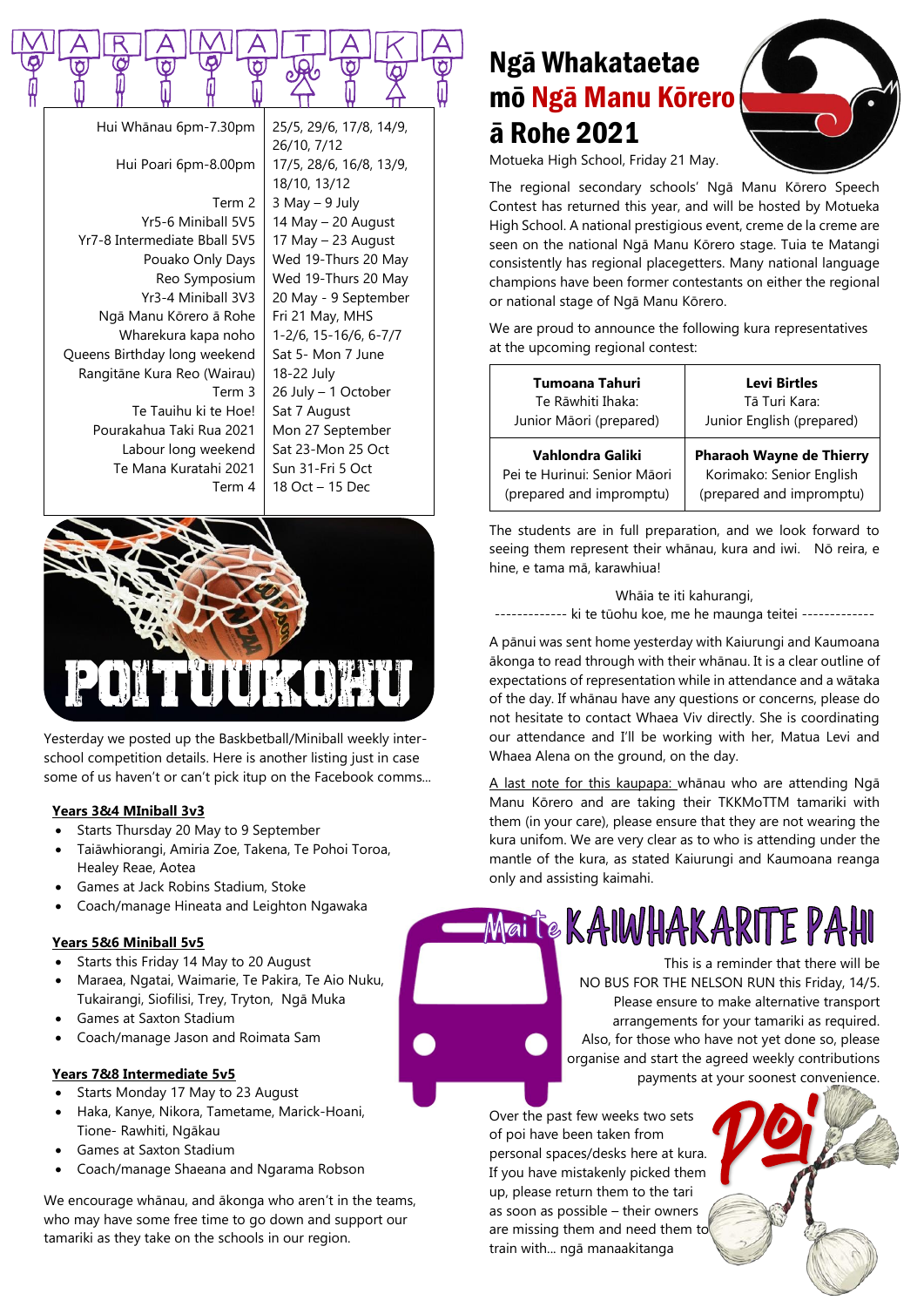# MARAMATAKA

| | |
|---|---|
| Hui Whānau 6pm-7.30pm | 25/5, 29/6, 17/8, 14/9, 26/10, 7/12 |
| Hui Poari 6pm-8.00pm | 17/5, 28/6, 16/8, 13/9, 18/10, 13/12 |
| Term 2 | 3 May – 9 July |
| Yr5-6 Miniball 5V5 | 14 May – 20 August |
| Yr7-8 Intermediate Bball 5V5 | 17 May – 23 August |
| Pouako Only Days | Wed 19-Thurs 20 May |
| Reo Symposium | Wed 19-Thurs 20 May |
| Yr3-4 Miniball 3V3 | 20 May - 9 September |
| Ngā Manu Kōrero ā Rohe | Fri 21 May, MHS |
| Wharekura kapa noho | 1-2/6, 15-16/6, 6-7/7 |
| Queens Birthday long weekend | Sat 5- Mon 7 June |
| Rangitāne Kura Reo (Wairau) | 18-22 July |
| Term 3 | 26 July – 1 October |
| Te Tauihu ki te Hoe! | Sat 7 August |
| Pourakahua Taki Rua 2021 | Mon 27 September |
| Labour long weekend | Sat 23-Mon 25 Oct |
| Te Mana Kuratahi 2021 | Sun 31-Fri 5 Oct |
| Term 4 | 18 Oct – 15 Dec |

## POITUUKOHU

Yesterday we posted up the Baskbetball/Miniball weekly inter-school competition details. Here is another listing just in case some of us haven't or can't pick itup on the Facebook comms...

**Years 3&4 MIniball 3v3**

- Starts Thursday 20 May to 9 September
- Taiāwhiorangi, Amiria Zoe, Takena, Te Pohoi Toroa, Healey Reae, Aotea
- Games at Jack Robins Stadium, Stoke
- Coach/manage Hineata and Leighton Ngawaka

**Years 5&6 Miniball 5v5**

- Starts this Friday 14 May to 20 August
- Maraea, Ngatai, Waimarie, Te Pakira, Te Aio Nuku, Tukairangi, Siofilisi, Trey, Tryton, Ngā Muka
- Games at Saxton Stadium
- Coach/manage Jason and Roimata Sam

**Years 7&8 Intermediate 5v5**

- Starts Monday 17 May to 23 August
- Haka, Kanye, Nikora, Tametame, Marick-Hoani, Tione- Rawhiti, Ngākau
- Games at Saxton Stadium
- Coach/manage Shaeana and Ngarama Robson

We encourage whānau, and ākonga who aren't in the teams, who may have some free time to go down and support our tamariki as they take on the schools in our region.

# Ngā Whakataetae mō Ngā Manu Kōrero ā Rohe 2021

Motueka High School, Friday 21 May.

The regional secondary schools' Ngā Manu Kōrero Speech Contest has returned this year, and will be hosted by Motueka High School. A national prestigious event, creme de la creme are seen on the national Ngā Manu Kōrero stage. Tuia te Matangi consistently has regional placegetters. Many national language champions have been former contestants on either the regional or national stage of Ngā Manu Kōrero.

We are proud to announce the following kura representatives at the upcoming regional contest:

| | |
|---|---|
| **Tumoana Tahuri**<br>Te Rāwhiti Ihaka:<br>Junior Māori (prepared) | **Levi Birtles**<br>Tā Turi Kara:<br>Junior English (prepared) |
| **Vahlondra Galiki**<br>Pei te Hurinui: Senior Māori<br>(prepared and impromptu) | **Pharaoh Wayne de Thierry**<br>Korimako: Senior English<br>(prepared and impromptu) |

The students are in full preparation, and we look forward to seeing them represent their whānau, kura and iwi. Nō reira, e hine, e tama mā, karawhiua!

Whāia te iti kahurangi,
------------- ki te tūohu koe, me he maunga teitei -------------

A pānui was sent home yesterday with Kaiurungi and Kaumoana ākonga to read through with their whānau. It is a clear outline of expectations of representation while in attendance and a wātaka of the day. If whānau have any questions or concerns, please do not hesitate to contact Whaea Viv directly. She is coordinating our attendance and I'll be working with her, Matua Levi and Whaea Alena on the ground, on the day.

A last note for this kaupapa: whānau who are attending Ngā Manu Kōrero and are taking their TKKMoTTM tamariki with them (in your care), please ensure that they are not wearing the kura unifom. We are very clear as to who is attending under the mantle of the kura, as stated Kaiurungi and Kaumoana reanga only and assisting kaimahi.

## Mai te KAIWHAKARITE PAHI

This is a reminder that there will be NO BUS FOR THE NELSON RUN this Friday, 14/5. Please ensure to make alternative transport arrangements for your tamariki as required. Also, for those who have not yet done so, please organise and start the agreed weekly contributions payments at your soonest convenience.

## Poi

Over the past few weeks two sets of poi have been taken from personal spaces/desks here at kura. If you have mistakenly picked them up, please return them to the tari as soon as possible – their owners are missing them and need them to train with... ngā manaakitanga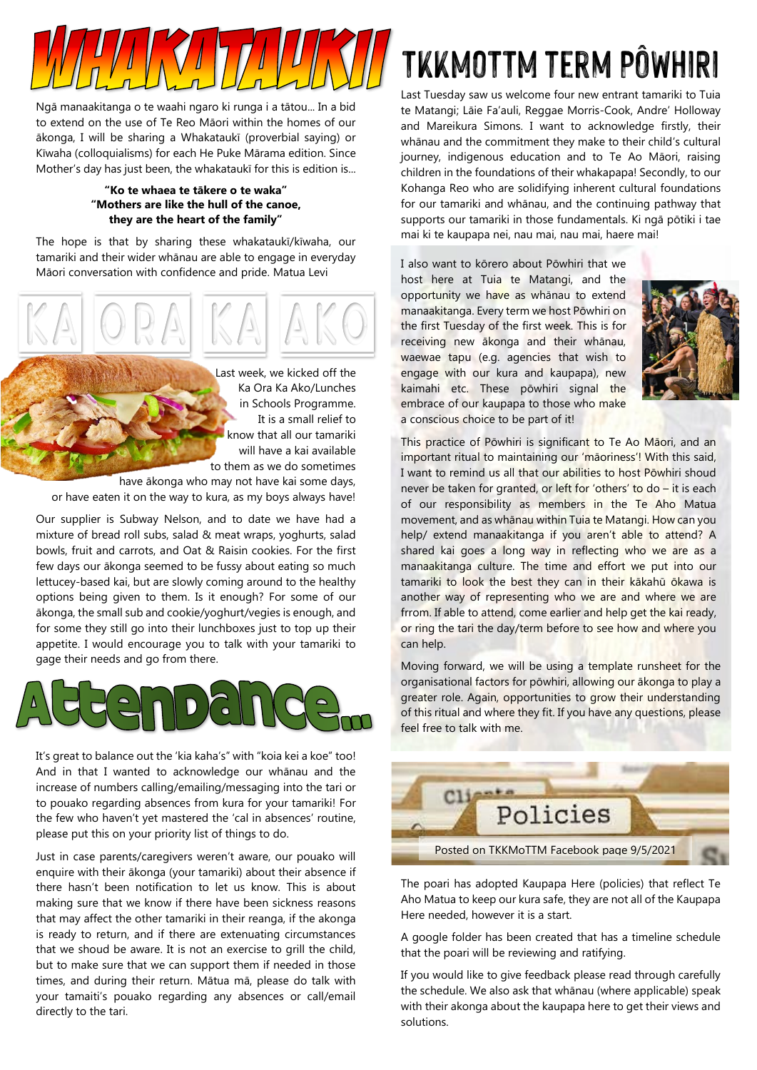# WHAKATAUKI

Ngā manaakitanga o te waahi ngaro ki runga i a tātou... In a bid to extend on the use of Te Reo Māori within the homes of our ākonga, I will be sharing a Whakataukī (proverbial saying) or Kīwaha (colloquialisms) for each He Puke Mārama edition. Since Mother's day has just been, the whakataukī for this is edition is...

**"Ko te whaea te tākere o te waka"**
**"Mothers are like the hull of the canoe, they are the heart of the family"**

The hope is that by sharing these whakataukī/kīwaha, our tamariki and their wider whānau are able to engage in everyday Māori conversation with confidence and pride. Matua Levi

# KA ORA KA AKO

Last week, we kicked off the Ka Ora Ka Ako/Lunches in Schools Programme. It is a small relief to know that all our tamariki will have a kai available to them as we do sometimes have ākonga who may not have kai some days, or have eaten it on the way to kura, as my boys always have!

Our supplier is Subway Nelson, and to date we have had a mixture of bread roll subs, salad & meat wraps, yoghurts, salad bowls, fruit and carrots, and Oat & Raisin cookies. For the first few days our ākonga seemed to be fussy about eating so much lettucey-based kai, but are slowly coming around to the healthy options being given to them. Is it enough? For some of our ākonga, the small sub and cookie/yoghurt/vegies is enough, and for some they still go into their lunchboxes just to top up their appetite. I would encourage you to talk with your tamariki to gage their needs and go from there.

# Attendance...

It's great to balance out the 'kia kaha's" with "koia kei a koe" too! And in that I wanted to acknowledge our whānau and the increase of numbers calling/emailing/messaging into the tari or to pouako regarding absences from kura for your tamariki! For the few who haven't yet mastered the 'cal in absences' routine, please put this on your priority list of things to do.

Just in case parents/caregivers weren't aware, our pouako will enquire with their ākonga (your tamariki) about their absence if there hasn't been notification to let us know. This is about making sure that we know if there have been sickness reasons that may affect the other tamariki in their reanga, if the akonga is ready to return, and if there are extenuating circumstances that we shoud be aware. It is not an exercise to grill the child, but to make sure that we can support them if needed in those times, and during their return. Mātua mā, please do talk with your tamaiti's pouako regarding any absences or call/email directly to the tari.

# TKKMOTTM TERM PŌWHIRI

Last Tuesday saw us welcome four new entrant tamariki to Tuia te Matangi; Lāie Fa'auli, Reggae Morris-Cook, Andre' Holloway and Mareikura Simons. I want to acknowledge firstly, their whānau and the commitment they make to their child's cultural journey, indigenous education and to Te Ao Māori, raising children in the foundations of their whakapapa! Secondly, to our Kohanga Reo who are solidifying inherent cultural foundations for our tamariki and whānau, and the continuing pathway that supports our tamariki in those fundamentals. Ki ngā pōtiki i tae mai ki te kaupapa nei, nau mai, nau mai, haere mai!

I also want to kōrero about Pōwhiri that we host here at Tuia te Matangi, and the opportunity we have as whānau to extend manaakitanga. Every term we host Pōwhiri on the first Tuesday of the first week. This is for receiving new ākonga and their whānau, waewae tapu (e.g. agencies that wish to engage with our kura and kaupapa), new kaimahi etc. These pōwhiri signal the embrace of our kaupapa to those who make a conscious choice to be part of it!

This practice of Pōwhiri is significant to Te Ao Māori, and an important ritual to maintaining our 'māoriness'! With this said, I want to remind us all that our abilities to host Pōwhiri shoud never be taken for granted, or left for 'others' to do – it is each of our responsibility as members in the Te Aho Matua movement, and as whānau within Tuia te Matangi. How can you help/ extend manaakitanga if you aren't able to attend? A shared kai goes a long way in reflecting who we are as a manaakitanga culture. The time and effort we put into our tamariki to look the best they can in their kākahū ōkawa is another way of representing who we are and where we are frrom. If able to attend, come earlier and help get the kai ready, or ring the tari the day/term before to see how and where you can help.

Moving forward, we will be using a template runsheet for the organisational factors for pōwhiri, allowing our ākonga to play a greater role. Again, opportunities to grow their understanding of this ritual and where they fit. If you have any questions, please feel free to talk with me.

# Policies

Posted on TKKMoTTM Facebook page 9/5/2021

The poari has adopted Kaupapa Here (policies) that reflect Te Aho Matua to keep our kura safe, they are not all of the Kaupapa Here needed, however it is a start.

A google folder has been created that has a timeline schedule that the poari will be reviewing and ratifying.

If you would like to give feedback please read through carefully the schedule. We also ask that whānau (where applicable) speak with their akonga about the kaupapa here to get their views and solutions.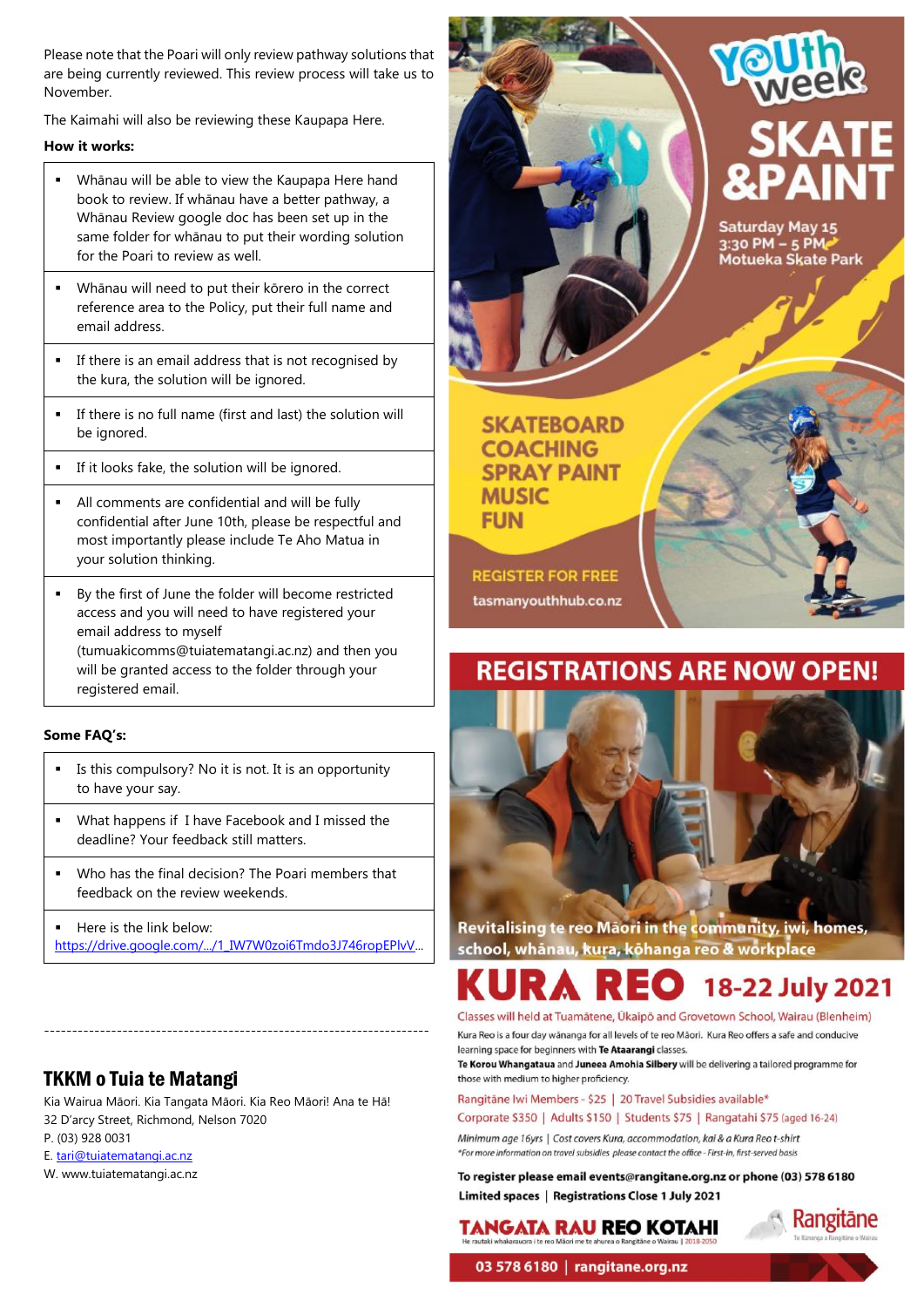Please note that the Poari will only review pathway solutions that are being currently reviewed. This review process will take us to November.

The Kaimahi will also be reviewing these Kaupapa Here.

**How it works:**

- Whānau will be able to view the Kaupapa Here hand book to review. If whānau have a better pathway, a Whānau Review google doc has been set up in the same folder for whānau to put their wording solution for the Poari to review as well.
- Whānau will need to put their kōrero in the correct reference area to the Policy, put their full name and email address.
- If there is an email address that is not recognised by the kura, the solution will be ignored.
- If there is no full name (first and last) the solution will be ignored.
- If it looks fake, the solution will be ignored.
- All comments are confidential and will be fully confidential after June 10th, please be respectful and most importantly please include Te Aho Matua in your solution thinking.
- By the first of June the folder will become restricted access and you will need to have registered your email address to myself (tumuakicomms@tuiatematangi.ac.nz) and then you will be granted access to the folder through your registered email.

**Some FAQ's:**

- Is this compulsory? No it is not. It is an opportunity to have your say.
- What happens if I have Facebook and I missed the deadline? Your feedback still matters.
- Who has the final decision? The Poari members that feedback on the review weekends.
- Here is the link below: https://drive.google.com/.../1_IW7W0zoi6Tmdo3J746ropEPlvV...

---

## TKKM o Tuia te Matangi

Kia Wairua Māori. Kia Tangata Māori. Kia Reo Māori! Ana te Hā!
32 D'arcy Street, Richmond, Nelson 7020
P. (03) 928 0031
E. tari@tuiatematangi.ac.nz
W. www.tuiatematangi.ac.nz

---

## Youth Week SKATE &PAINT

Saturday May 15
3:30 PM – 5 PM
Motueka Skate Park

SKATEBOARD COACHING
SPRAY PAINT
MUSIC
FUN

REGISTER FOR FREE
tasmanyouthhub.co.nz

---

## REGISTRATIONS ARE NOW OPEN!

Revitalising te reo Māori in the community, iwi, homes, school, whānau, kura, kōhanga reo & workplace

## KURA REO 18-22 July 2021

Classes will held at Tuamātene, Ūkaipō and Grovetown School, Wairau (Blenheim)

Kura Reo is a four day wānanga for all levels of te reo Māori. Kura Reo offers a safe and conducive learning space for beginners with **Te Ataarangi** classes.
**Te Korou Whangataua** and **Juneea Amohia Silbery** will be delivering a tailored programme for those with medium to higher proficiency.

Rangitāne Iwi Members - $25 | 20 Travel Subsidies available*
Corporate $350 | Adults $150 | Students $75 | Rangatahi $75 (aged 16-24)

*Minimum age 16yrs | Cost covers Kura, accommodation, kai & a Kura Reo t-shirt*
*For more information on travel subsidies please contact the office - First-in, first-served basis

**To register please email events@rangitane.org.nz or phone (03) 578 6180**
**Limited spaces | Registrations Close 1 July 2021**

TANGATA RAU REO KOTAHI
He rautaki whakarauora i te reo Māori me te ahurea o Rangitāne o Wairau | 2018-2050

Rangitāne
Te Rūnanga a Rangitāne o Wairau

03 578 6180 | rangitane.org.nz